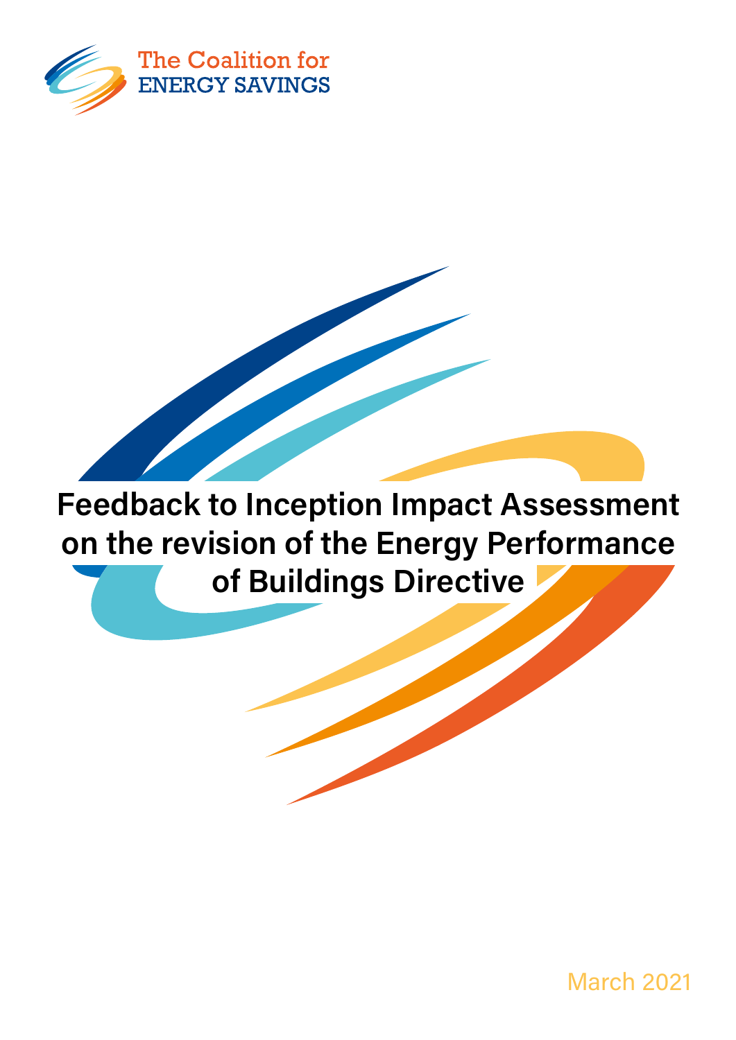The Coalition for ENERGY SAVINGS

# Feedback to Inception Impact Assessment on the revision of the Energy Performance of Buildings Directive

March 2021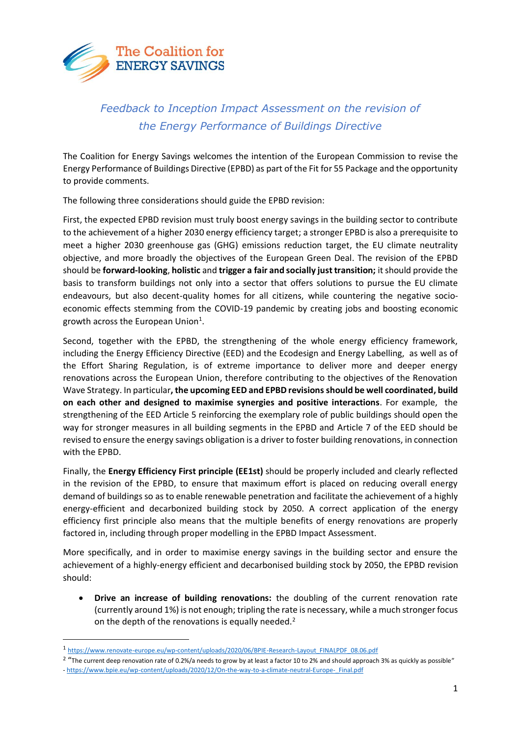The Coalition for ENERGY SAVINGS

*Feedback to Inception Impact Assessment on the revision of the Energy Performance of Buildings Directive*

The Coalition for Energy Savings welcomes the intention of the European Commission to revise the Energy Performance of Buildings Directive (EPBD) as part of the Fit for 55 Package and the opportunity to provide comments.

The following three considerations should guide the EPBD revision:

First, the expected EPBD revision must truly boost energy savings in the building sector to contribute to the achievement of a higher 2030 energy efficiency target; a stronger EPBD is also a prerequisite to meet a higher 2030 greenhouse gas (GHG) emissions reduction target, the EU climate neutrality objective, and more broadly the objectives of the European Green Deal. The revision of the EPBD should be **forward-looking**, **holistic** and **trigger a fair and socially just transition;** it should provide the basis to transform buildings not only into a sector that offers solutions to pursue the EU climate endeavours, but also decent-quality homes for all citizens, while countering the negative socio-economic effects stemming from the COVID-19 pandemic by creating jobs and boosting economic growth across the European Union[1].

Second, together with the EPBD, the strengthening of the whole energy efficiency framework, including the Energy Efficiency Directive (EED) and the Ecodesign and Energy Labelling, as well as of the Effort Sharing Regulation, is of extreme importance to deliver more and deeper energy renovations across the European Union, therefore contributing to the objectives of the Renovation Wave Strategy. In particular**, the upcoming EED and EPBD revisions should be well coordinated, build on each other and designed to maximise synergies and positive interactions**. For example, the strengthening of the EED Article 5 reinforcing the exemplary role of public buildings should open the way for stronger measures in all building segments in the EPBD and Article 7 of the EED should be revised to ensure the energy savings obligation is a driver to foster building renovations, in connection with the EPBD.

Finally, the **Energy Efficiency First principle (EE1st)** should be properly included and clearly reflected in the revision of the EPBD, to ensure that maximum effort is placed on reducing overall energy demand of buildings so as to enable renewable penetration and facilitate the achievement of a highly energy-efficient and decarbonized building stock by 2050. A correct application of the energy efficiency first principle also means that the multiple benefits of energy renovations are properly factored in, including through proper modelling in the EPBD Impact Assessment.

More specifically, and in order to maximise energy savings in the building sector and ensure the achievement of a highly-energy efficient and decarbonised building stock by 2050, the EPBD revision should:

- **Drive an increase of building renovations:** the doubling of the current renovation rate (currently around 1%) is not enough; tripling the rate is necessary, while a much stronger focus on the depth of the renovations is equally needed.[2]

---

[1] https://www.renovate-europe.eu/wp-content/uploads/2020/06/BPIE-Research-Layout_FINALPDF_08.06.pdf

[2] "The current deep renovation rate of 0.2%/a needs to grow by at least a factor 10 to 2% and should approach 3% as quickly as possible" - https://www.bpie.eu/wp-content/uploads/2020/12/On-the-way-to-a-climate-neutral-Europe-_Final.pdf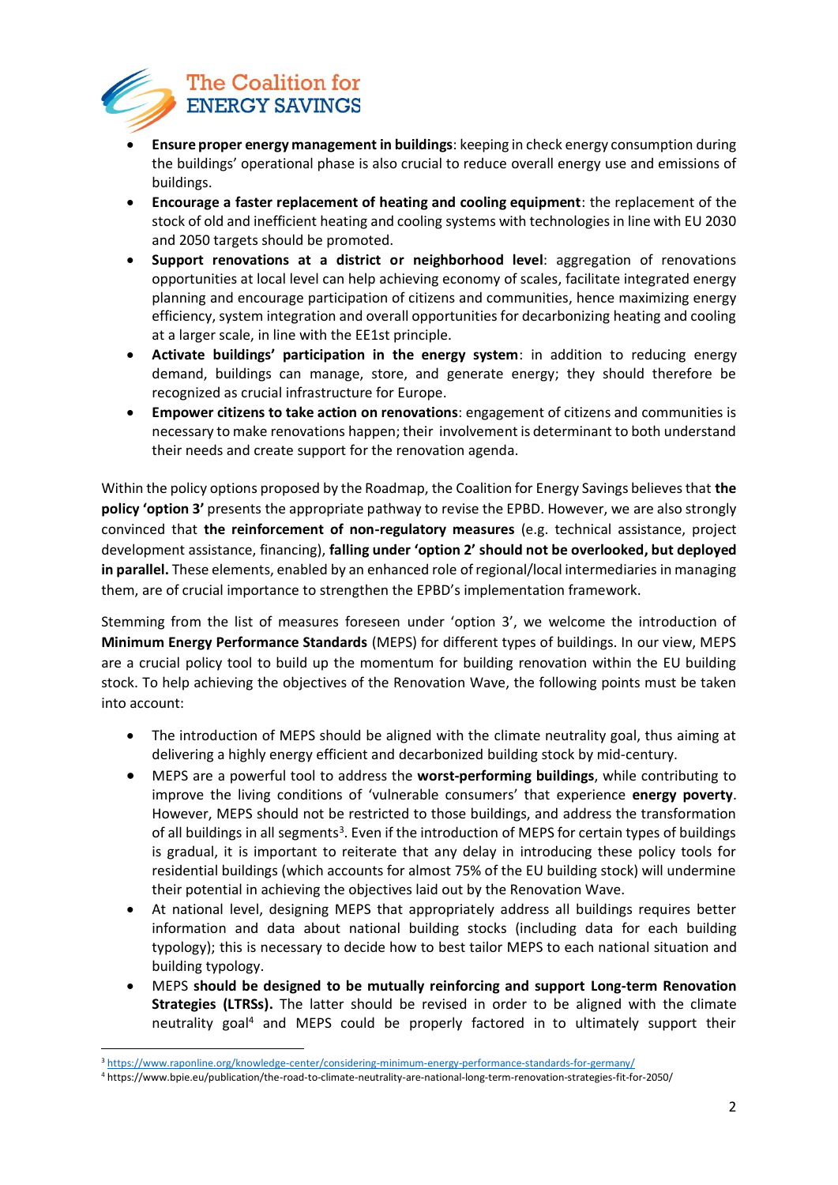- **Ensure proper energy management in buildings**: keeping in check energy consumption during the buildings' operational phase is also crucial to reduce overall energy use and emissions of buildings.
- **Encourage a faster replacement of heating and cooling equipment**: the replacement of the stock of old and inefficient heating and cooling systems with technologies in line with EU 2030 and 2050 targets should be promoted.
- **Support renovations at a district or neighborhood level**: aggregation of renovations opportunities at local level can help achieving economy of scales, facilitate integrated energy planning and encourage participation of citizens and communities, hence maximizing energy efficiency, system integration and overall opportunities for decarbonizing heating and cooling at a larger scale, in line with the EE1st principle.
- **Activate buildings' participation in the energy system**: in addition to reducing energy demand, buildings can manage, store, and generate energy; they should therefore be recognized as crucial infrastructure for Europe.
- **Empower citizens to take action on renovations**: engagement of citizens and communities is necessary to make renovations happen; their involvement is determinant to both understand their needs and create support for the renovation agenda.

Within the policy options proposed by the Roadmap, the Coalition for Energy Savings believes that **the policy 'option 3'** presents the appropriate pathway to revise the EPBD. However, we are also strongly convinced that **the reinforcement of non-regulatory measures** (e.g. technical assistance, project development assistance, financing), **falling under 'option 2' should not be overlooked, but deployed in parallel.** These elements, enabled by an enhanced role of regional/local intermediaries in managing them, are of crucial importance to strengthen the EPBD's implementation framework.

Stemming from the list of measures foreseen under 'option 3', we welcome the introduction of **Minimum Energy Performance Standards** (MEPS) for different types of buildings. In our view, MEPS are a crucial policy tool to build up the momentum for building renovation within the EU building stock. To help achieving the objectives of the Renovation Wave, the following points must be taken into account:

- The introduction of MEPS should be aligned with the climate neutrality goal, thus aiming at delivering a highly energy efficient and decarbonized building stock by mid-century.
- MEPS are a powerful tool to address the **worst-performing buildings**, while contributing to improve the living conditions of 'vulnerable consumers' that experience **energy poverty**. However, MEPS should not be restricted to those buildings, and address the transformation of all buildings in all segments[3]. Even if the introduction of MEPS for certain types of buildings is gradual, it is important to reiterate that any delay in introducing these policy tools for residential buildings (which accounts for almost 75% of the EU building stock) will undermine their potential in achieving the objectives laid out by the Renovation Wave.
- At national level, designing MEPS that appropriately address all buildings requires better information and data about national building stocks (including data for each building typology); this is necessary to decide how to best tailor MEPS to each national situation and building typology.
- MEPS **should be designed to be mutually reinforcing and support Long-term Renovation Strategies (LTRSs).** The latter should be revised in order to be aligned with the climate neutrality goal[4] and MEPS could be properly factored in to ultimately support their

[3] https://www.raponline.org/knowledge-center/considering-minimum-energy-performance-standards-for-germany/

[4] https://www.bpie.eu/publication/the-road-to-climate-neutrality-are-national-long-term-renovation-strategies-fit-for-2050/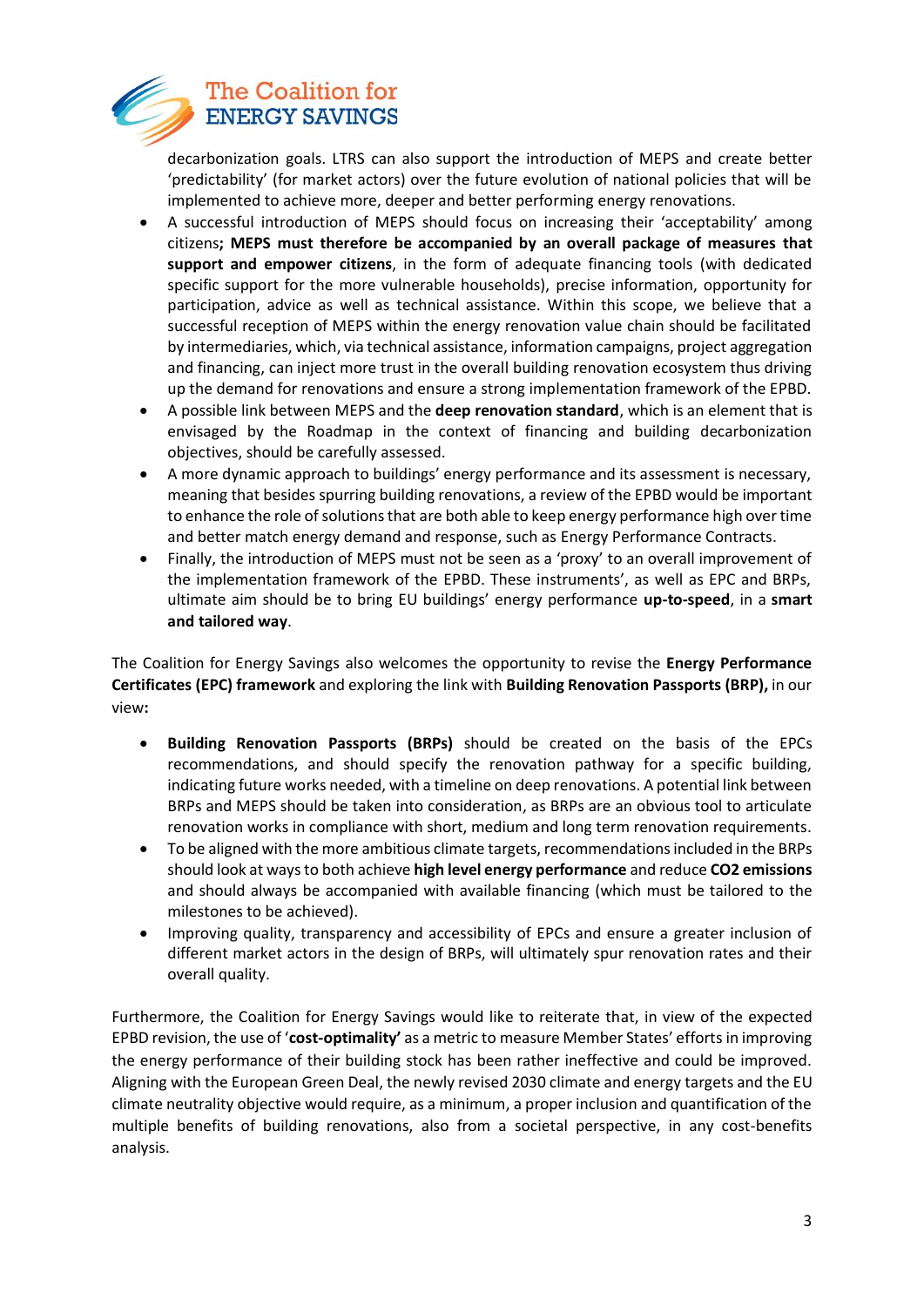decarbonization goals. LTRS can also support the introduction of MEPS and create better 'predictability' (for market actors) over the future evolution of national policies that will be implemented to achieve more, deeper and better performing energy renovations.

- A successful introduction of MEPS should focus on increasing their 'acceptability' among citizens**; MEPS must therefore be accompanied by an overall package of measures that support and empower citizens**, in the form of adequate financing tools (with dedicated specific support for the more vulnerable households), precise information, opportunity for participation, advice as well as technical assistance. Within this scope, we believe that a successful reception of MEPS within the energy renovation value chain should be facilitated by intermediaries, which, via technical assistance, information campaigns, project aggregation and financing, can inject more trust in the overall building renovation ecosystem thus driving up the demand for renovations and ensure a strong implementation framework of the EPBD.
- A possible link between MEPS and the **deep renovation standard**, which is an element that is envisaged by the Roadmap in the context of financing and building decarbonization objectives, should be carefully assessed.
- A more dynamic approach to buildings' energy performance and its assessment is necessary, meaning that besides spurring building renovations, a review of the EPBD would be important to enhance the role of solutions that are both able to keep energy performance high over time and better match energy demand and response, such as Energy Performance Contracts.
- Finally, the introduction of MEPS must not be seen as a 'proxy' to an overall improvement of the implementation framework of the EPBD. These instruments', as well as EPC and BRPs, ultimate aim should be to bring EU buildings' energy performance **up-to-speed**, in a **smart and tailored way**.

The Coalition for Energy Savings also welcomes the opportunity to revise the **Energy Performance Certificates (EPC) framework** and exploring the link with **Building Renovation Passports (BRP),** in our view**:**

- **Building Renovation Passports (BRPs)** should be created on the basis of the EPCs recommendations, and should specify the renovation pathway for a specific building, indicating future works needed, with a timeline on deep renovations. A potential link between BRPs and MEPS should be taken into consideration, as BRPs are an obvious tool to articulate renovation works in compliance with short, medium and long term renovation requirements.
- To be aligned with the more ambitious climate targets, recommendations included in the BRPs should look at ways to both achieve **high level energy performance** and reduce **$CO_2$ emissions** and should always be accompanied with available financing (which must be tailored to the milestones to be achieved).
- Improving quality, transparency and accessibility of EPCs and ensure a greater inclusion of different market actors in the design of BRPs, will ultimately spur renovation rates and their overall quality.

Furthermore, the Coalition for Energy Savings would like to reiterate that, in view of the expected EPBD revision, the use of '**cost-optimality'** as a metric to measure Member States' efforts in improving the energy performance of their building stock has been rather ineffective and could be improved. Aligning with the European Green Deal, the newly revised 2030 climate and energy targets and the EU climate neutrality objective would require, as a minimum, a proper inclusion and quantification of the multiple benefits of building renovations, also from a societal perspective, in any cost-benefits analysis.